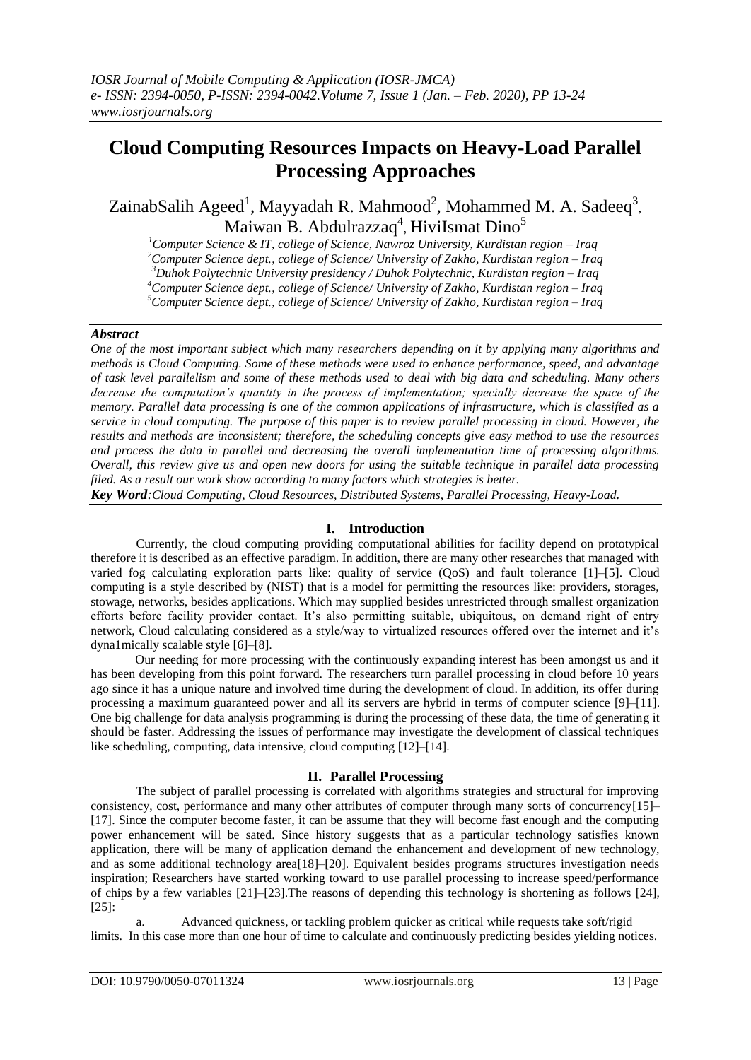# Cloud Computing Resources Impacts on Heavy-Load Parallel Processing Approaches

ZainabSalih Ageed[1], Mayyadah R. Mahmood[2], Mohammed M. A. Sadeeq[3], Maiwan B. Abdulrazzaq[4], HiviIsmat Dino[5]

[1]Computer Science & IT, college of Science, Nawroz University, Kurdistan region – Iraq
[2]Computer Science dept., college of Science/ University of Zakho, Kurdistan region – Iraq
[3]Duhok Polytechnic University presidency / Duhok Polytechnic, Kurdistan region – Iraq
[4]Computer Science dept., college of Science/ University of Zakho, Kurdistan region – Iraq
[5]Computer Science dept., college of Science/ University of Zakho, Kurdistan region – Iraq

## *Abstract*

*One of the most important subject which many researchers depending on it by applying many algorithms and methods is Cloud Computing. Some of these methods were used to enhance performance, speed, and advantage of task level parallelism and some of these methods used to deal with big data and scheduling. Many others decrease the computation's quantity in the process of implementation; specially decrease the space of the memory. Parallel data processing is one of the common applications of infrastructure, which is classified as a service in cloud computing. The purpose of this paper is to review parallel processing in cloud. However, the results and methods are inconsistent; therefore, the scheduling concepts give easy method to use the resources and process the data in parallel and decreasing the overall implementation time of processing algorithms. Overall, this review give us and open new doors for using the suitable technique in parallel data processing filed. As a result our work show according to many factors which strategies is better.*

***Key Word**:Cloud Computing, Cloud Resources, Distributed Systems, Parallel Processing, Heavy-Load.*

## I. Introduction

Currently, the cloud computing providing computational abilities for facility depend on prototypical therefore it is described as an effective paradigm. In addition, there are many other researches that managed with varied fog calculating exploration parts like: quality of service (QoS) and fault tolerance [1]–[5]. Cloud computing is a style described by (NIST) that is a model for permitting the resources like: providers, storages, stowage, networks, besides applications. Which may supplied besides unrestricted through smallest organization efforts before facility provider contact. It's also permitting suitable, ubiquitous, on demand right of entry network, Cloud calculating considered as a style/way to virtualized resources offered over the internet and it's dyna1mically scalable style [6]–[8].

Our needing for more processing with the continuously expanding interest has been amongst us and it has been developing from this point forward. The researchers turn parallel processing in cloud before 10 years ago since it has a unique nature and involved time during the development of cloud. In addition, its offer during processing a maximum guaranteed power and all its servers are hybrid in terms of computer science [9]–[11]. One big challenge for data analysis programming is during the processing of these data, the time of generating it should be faster. Addressing the issues of performance may investigate the development of classical techniques like scheduling, computing, data intensive, cloud computing [12]–[14].

## II. Parallel Processing

The subject of parallel processing is correlated with algorithms strategies and structural for improving consistency, cost, performance and many other attributes of computer through many sorts of concurrency[15]–[17]. Since the computer become faster, it can be assume that they will become fast enough and the computing power enhancement will be sated. Since history suggests that as a particular technology satisfies known application, there will be many of application demand the enhancement and development of new technology, and as some additional technology area[18]–[20]. Equivalent besides programs structures investigation needs inspiration; Researchers have started working toward to use parallel processing to increase speed/performance of chips by a few variables [21]–[23].The reasons of depending this technology is shortening as follows [24], [25]:

a. Advanced quickness, or tackling problem quicker as critical while requests take soft/rigid limits. In this case more than one hour of time to calculate and continuously predicting besides yielding notices.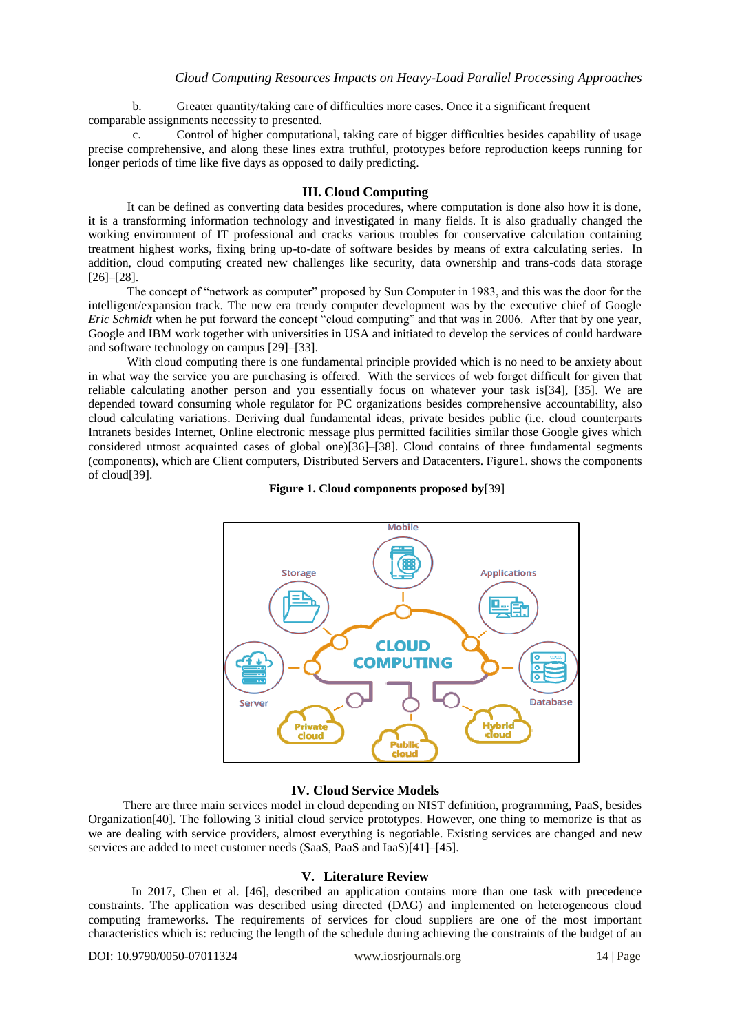b. Greater quantity/taking care of difficulties more cases. Once it a significant frequent comparable assignments necessity to presented.

c. Control of higher computational, taking care of bigger difficulties besides capability of usage precise comprehensive, and along these lines extra truthful, prototypes before reproduction keeps running for longer periods of time like five days as opposed to daily predicting.

## III. Cloud Computing

It can be defined as converting data besides procedures, where computation is done also how it is done, it is a transforming information technology and investigated in many fields. It is also gradually changed the working environment of IT professional and cracks various troubles for conservative calculation containing treatment highest works, fixing bring up-to-date of software besides by means of extra calculating series. In addition, cloud computing created new challenges like security, data ownership and trans-cods data storage [26]–[28].

The concept of "network as computer" proposed by Sun Computer in 1983, and this was the door for the intelligent/expansion track. The new era trendy computer development was by the executive chief of Google *Eric Schmidt* when he put forward the concept "cloud computing" and that was in 2006. After that by one year, Google and IBM work together with universities in USA and initiated to develop the services of could hardware and software technology on campus [29]–[33].

With cloud computing there is one fundamental principle provided which is no need to be anxiety about in what way the service you are purchasing is offered. With the services of web forget difficult for given that reliable calculating another person and you essentially focus on whatever your task is[34], [35]. We are depended toward consuming whole regulator for PC organizations besides comprehensive accountability, also cloud calculating variations. Deriving dual fundamental ideas, private besides public (i.e. cloud counterparts Intranets besides Internet, Online electronic message plus permitted facilities similar those Google gives which considered utmost acquainted cases of global one)[36]–[38]. Cloud contains of three fundamental segments (components), which are Client computers, Distributed Servers and Datacenters. Figure1. shows the components of cloud[39].

**Figure 1. Cloud components proposed by**[39]

## IV. Cloud Service Models

There are three main services model in cloud depending on NIST definition, programming, PaaS, besides Organization[40]. The following 3 initial cloud service prototypes. However, one thing to memorize is that as we are dealing with service providers, almost everything is negotiable. Existing services are changed and new services are added to meet customer needs (SaaS, PaaS and IaaS)[41]–[45].

## V. Literature Review

In 2017, Chen et al. [46], described an application contains more than one task with precedence constraints. The application was described using directed (DAG) and implemented on heterogeneous cloud computing frameworks. The requirements of services for cloud suppliers are one of the most important characteristics which is: reducing the length of the schedule during achieving the constraints of the budget of an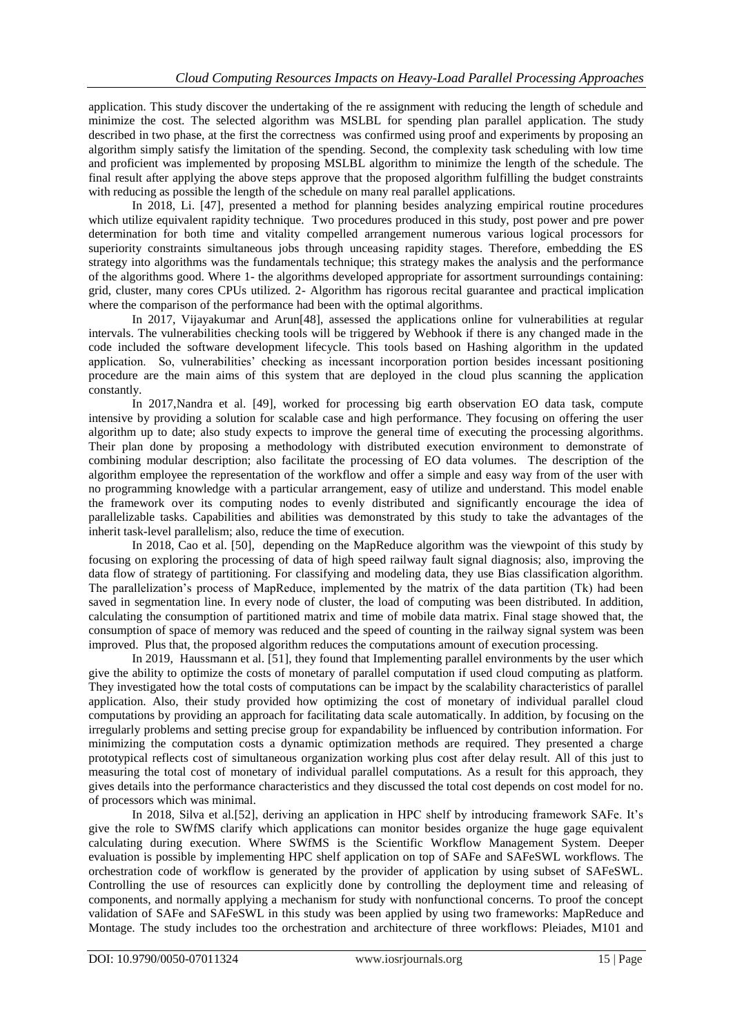application. This study discover the undertaking of the re assignment with reducing the length of schedule and minimize the cost. The selected algorithm was MSLBL for spending plan parallel application. The study described in two phase, at the first the correctness was confirmed using proof and experiments by proposing an algorithm simply satisfy the limitation of the spending. Second, the complexity task scheduling with low time and proficient was implemented by proposing MSLBL algorithm to minimize the length of the schedule. The final result after applying the above steps approve that the proposed algorithm fulfilling the budget constraints with reducing as possible the length of the schedule on many real parallel applications.

In 2018, Li. [47], presented a method for planning besides analyzing empirical routine procedures which utilize equivalent rapidity technique. Two procedures produced in this study, post power and pre power determination for both time and vitality compelled arrangement numerous various logical processors for superiority constraints simultaneous jobs through unceasing rapidity stages. Therefore, embedding the ES strategy into algorithms was the fundamentals technique; this strategy makes the analysis and the performance of the algorithms good. Where 1- the algorithms developed appropriate for assortment surroundings containing: grid, cluster, many cores CPUs utilized. 2- Algorithm has rigorous recital guarantee and practical implication where the comparison of the performance had been with the optimal algorithms.

In 2017, Vijayakumar and Arun[48], assessed the applications online for vulnerabilities at regular intervals. The vulnerabilities checking tools will be triggered by Webhook if there is any changed made in the code included the software development lifecycle. This tools based on Hashing algorithm in the updated application. So, vulnerabilities' checking as incessant incorporation portion besides incessant positioning procedure are the main aims of this system that are deployed in the cloud plus scanning the application constantly.

In 2017,Nandra et al. [49], worked for processing big earth observation EO data task, compute intensive by providing a solution for scalable case and high performance. They focusing on offering the user algorithm up to date; also study expects to improve the general time of executing the processing algorithms. Their plan done by proposing a methodology with distributed execution environment to demonstrate of combining modular description; also facilitate the processing of EO data volumes. The description of the algorithm employee the representation of the workflow and offer a simple and easy way from of the user with no programming knowledge with a particular arrangement, easy of utilize and understand. This model enable the framework over its computing nodes to evenly distributed and significantly encourage the idea of parallelizable tasks. Capabilities and abilities was demonstrated by this study to take the advantages of the inherit task-level parallelism; also, reduce the time of execution.

In 2018, Cao et al. [50], depending on the MapReduce algorithm was the viewpoint of this study by focusing on exploring the processing of data of high speed railway fault signal diagnosis; also, improving the data flow of strategy of partitioning. For classifying and modeling data, they use Bias classification algorithm. The parallelization's process of MapReduce, implemented by the matrix of the data partition (Tk) had been saved in segmentation line. In every node of cluster, the load of computing was been distributed. In addition, calculating the consumption of partitioned matrix and time of mobile data matrix. Final stage showed that, the consumption of space of memory was reduced and the speed of counting in the railway signal system was been improved. Plus that, the proposed algorithm reduces the computations amount of execution processing.

In 2019, Haussmann et al. [51], they found that Implementing parallel environments by the user which give the ability to optimize the costs of monetary of parallel computation if used cloud computing as platform. They investigated how the total costs of computations can be impact by the scalability characteristics of parallel application. Also, their study provided how optimizing the cost of monetary of individual parallel cloud computations by providing an approach for facilitating data scale automatically. In addition, by focusing on the irregularly problems and setting precise group for expandability be influenced by contribution information. For minimizing the computation costs a dynamic optimization methods are required. They presented a charge prototypical reflects cost of simultaneous organization working plus cost after delay result. All of this just to measuring the total cost of monetary of individual parallel computations. As a result for this approach, they gives details into the performance characteristics and they discussed the total cost depends on cost model for no. of processors which was minimal.

In 2018, Silva et al.[52], deriving an application in HPC shelf by introducing framework SAFe. It's give the role to SWfMS clarify which applications can monitor besides organize the huge gage equivalent calculating during execution. Where SWfMS is the Scientific Workflow Management System. Deeper evaluation is possible by implementing HPC shelf application on top of SAFe and SAFeSWL workflows. The orchestration code of workflow is generated by the provider of application by using subset of SAFeSWL. Controlling the use of resources can explicitly done by controlling the deployment time and releasing of components, and normally applying a mechanism for study with nonfunctional concerns. To proof the concept validation of SAFe and SAFeSWL in this study was been applied by using two frameworks: MapReduce and Montage. The study includes too the orchestration and architecture of three workflows: Pleiades, M101 and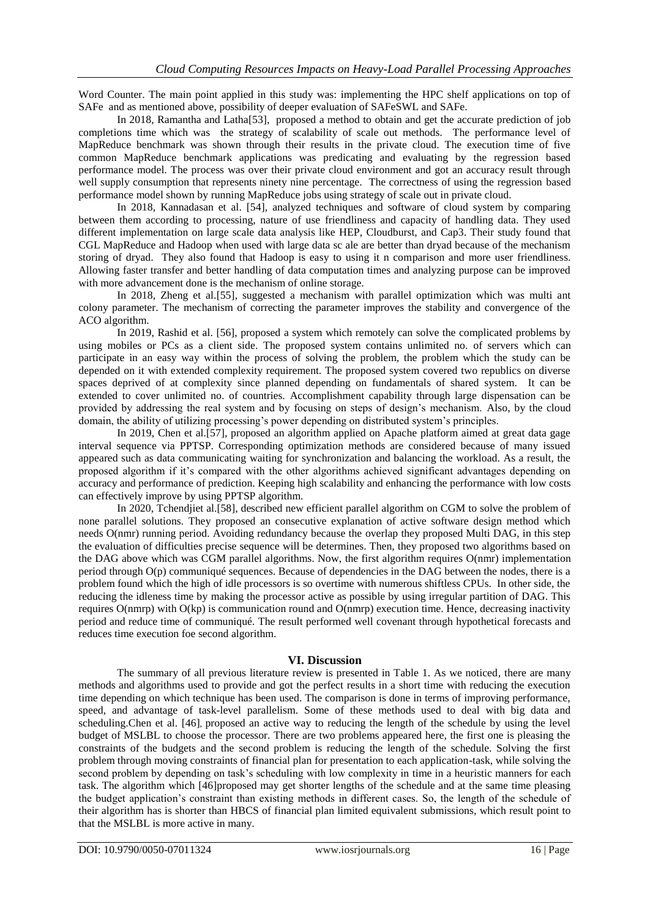Word Counter. The main point applied in this study was: implementing the HPC shelf applications on top of SAFe and as mentioned above, possibility of deeper evaluation of SAFeSWL and SAFe.

In 2018, Ramantha and Latha[53], proposed a method to obtain and get the accurate prediction of job completions time which was the strategy of scalability of scale out methods. The performance level of MapReduce benchmark was shown through their results in the private cloud. The execution time of five common MapReduce benchmark applications was predicating and evaluating by the regression based performance model. The process was over their private cloud environment and got an accuracy result through well supply consumption that represents ninety nine percentage. The correctness of using the regression based performance model shown by running MapReduce jobs using strategy of scale out in private cloud.

In 2018, Kannadasan et al. [54], analyzed techniques and software of cloud system by comparing between them according to processing, nature of use friendliness and capacity of handling data. They used different implementation on large scale data analysis like HEP, Cloudburst, and Cap3. Their study found that CGL MapReduce and Hadoop when used with large data sc ale are better than dryad because of the mechanism storing of dryad. They also found that Hadoop is easy to using it n comparison and more user friendliness. Allowing faster transfer and better handling of data computation times and analyzing purpose can be improved with more advancement done is the mechanism of online storage.

In 2018, Zheng et al.[55], suggested a mechanism with parallel optimization which was multi ant colony parameter. The mechanism of correcting the parameter improves the stability and convergence of the ACO algorithm.

In 2019, Rashid et al. [56], proposed a system which remotely can solve the complicated problems by using mobiles or PCs as a client side. The proposed system contains unlimited no. of servers which can participate in an easy way within the process of solving the problem, the problem which the study can be depended on it with extended complexity requirement. The proposed system covered two republics on diverse spaces deprived of at complexity since planned depending on fundamentals of shared system. It can be extended to cover unlimited no. of countries. Accomplishment capability through large dispensation can be provided by addressing the real system and by focusing on steps of design's mechanism. Also, by the cloud domain, the ability of utilizing processing's power depending on distributed system's principles.

In 2019, Chen et al.[57], proposed an algorithm applied on Apache platform aimed at great data gage interval sequence via PPTSP. Corresponding optimization methods are considered because of many issued appeared such as data communicating waiting for synchronization and balancing the workload. As a result, the proposed algorithm if it's compared with the other algorithms achieved significant advantages depending on accuracy and performance of prediction. Keeping high scalability and enhancing the performance with low costs can effectively improve by using PPTSP algorithm.

In 2020, Tchendjiet al.[58], described new efficient parallel algorithm on CGM to solve the problem of none parallel solutions. They proposed an consecutive explanation of active software design method which needs O(nmr) running period. Avoiding redundancy because the overlap they proposed Multi DAG, in this step the evaluation of difficulties precise sequence will be determines. Then, they proposed two algorithms based on the DAG above which was CGM parallel algorithms. Now, the first algorithm requires O(nmr) implementation period through O(p) communiqué sequences. Because of dependencies in the DAG between the nodes, there is a problem found which the high of idle processors is so overtime with numerous shiftless CPUs. In other side, the reducing the idleness time by making the processor active as possible by using irregular partition of DAG. This requires O(nmrp) with O(kp) is communication round and O(nmrp) execution time. Hence, decreasing inactivity period and reduce time of communiqué. The result performed well covenant through hypothetical forecasts and reduces time execution foe second algorithm.

## VI. Discussion

The summary of all previous literature review is presented in Table 1. As we noticed, there are many methods and algorithms used to provide and got the perfect results in a short time with reducing the execution time depending on which technique has been used. The comparison is done in terms of improving performance, speed, and advantage of task-level parallelism. Some of these methods used to deal with big data and scheduling.Chen et al. [46], proposed an active way to reducing the length of the schedule by using the level budget of MSLBL to choose the processor. There are two problems appeared here, the first one is pleasing the constraints of the budgets and the second problem is reducing the length of the schedule. Solving the first problem through moving constraints of financial plan for presentation to each application-task, while solving the second problem by depending on task's scheduling with low complexity in time in a heuristic manners for each task. The algorithm which [46]proposed may get shorter lengths of the schedule and at the same time pleasing the budget application's constraint than existing methods in different cases. So, the length of the schedule of their algorithm has is shorter than HBCS of financial plan limited equivalent submissions, which result point to that the MSLBL is more active in many.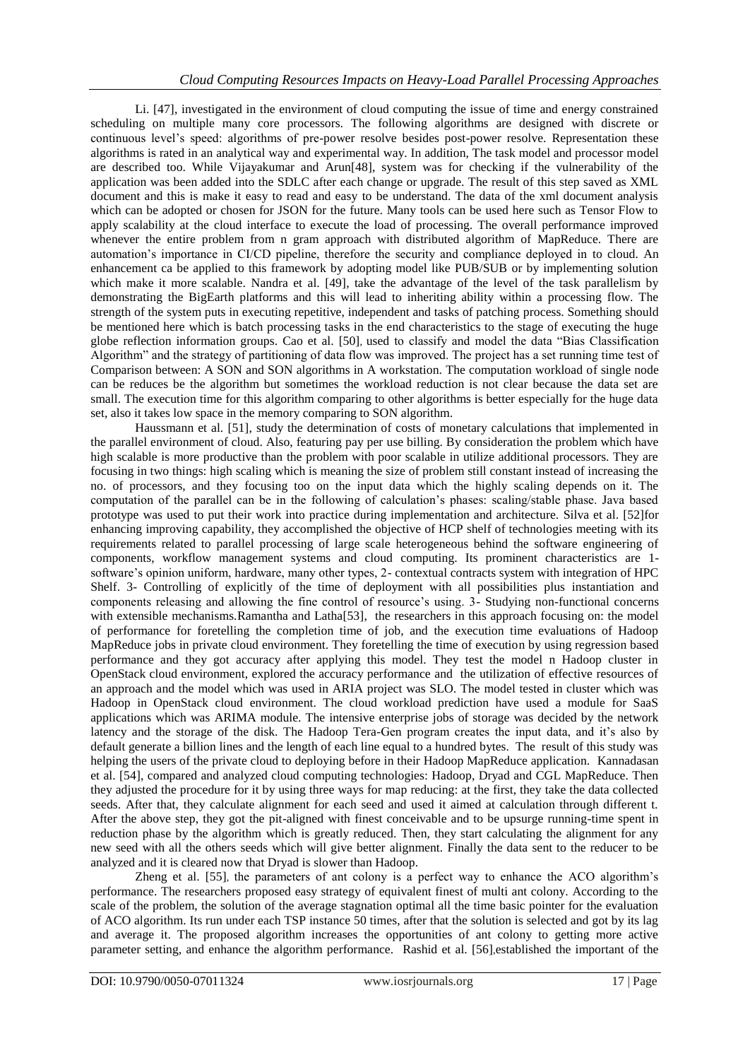Li. [47], investigated in the environment of cloud computing the issue of time and energy constrained scheduling on multiple many core processors. The following algorithms are designed with discrete or continuous level's speed: algorithms of pre-power resolve besides post-power resolve. Representation these algorithms is rated in an analytical way and experimental way. In addition, The task model and processor model are described too. While Vijayakumar and Arun[48], system was for checking if the vulnerability of the application was been added into the SDLC after each change or upgrade. The result of this step saved as XML document and this is make it easy to read and easy to be understand. The data of the xml document analysis which can be adopted or chosen for JSON for the future. Many tools can be used here such as Tensor Flow to apply scalability at the cloud interface to execute the load of processing. The overall performance improved whenever the entire problem from n gram approach with distributed algorithm of MapReduce. There are automation's importance in CI/CD pipeline, therefore the security and compliance deployed in to cloud. An enhancement ca be applied to this framework by adopting model like PUB/SUB or by implementing solution which make it more scalable. Nandra et al. [49], take the advantage of the level of the task parallelism by demonstrating the BigEarth platforms and this will lead to inheriting ability within a processing flow. The strength of the system puts in executing repetitive, independent and tasks of patching process. Something should be mentioned here which is batch processing tasks in the end characteristics to the stage of executing the huge globe reflection information groups. Cao et al. [50], used to classify and model the data "Bias Classification Algorithm" and the strategy of partitioning of data flow was improved. The project has a set running time test of Comparison between: A SON and SON algorithms in A workstation. The computation workload of single node can be reduces be the algorithm but sometimes the workload reduction is not clear because the data set are small. The execution time for this algorithm comparing to other algorithms is better especially for the huge data set, also it takes low space in the memory comparing to SON algorithm.

Haussmann et al. [51], study the determination of costs of monetary calculations that implemented in the parallel environment of cloud. Also, featuring pay per use billing. By consideration the problem which have high scalable is more productive than the problem with poor scalable in utilize additional processors. They are focusing in two things: high scaling which is meaning the size of problem still constant instead of increasing the no. of processors, and they focusing too on the input data which the highly scaling depends on it. The computation of the parallel can be in the following of calculation's phases: scaling/stable phase. Java based prototype was used to put their work into practice during implementation and architecture. Silva et al. [52]for enhancing improving capability, they accomplished the objective of HCP shelf of technologies meeting with its requirements related to parallel processing of large scale heterogeneous behind the software engineering of components, workflow management systems and cloud computing. Its prominent characteristics are 1- software's opinion uniform, hardware, many other types, 2- contextual contracts system with integration of HPC Shelf. 3- Controlling of explicitly of the time of deployment with all possibilities plus instantiation and components releasing and allowing the fine control of resource's using. 3- Studying non-functional concerns with extensible mechanisms.Ramantha and Latha[53], the researchers in this approach focusing on: the model of performance for foretelling the completion time of job, and the execution time evaluations of Hadoop MapReduce jobs in private cloud environment. They foretelling the time of execution by using regression based performance and they got accuracy after applying this model. They test the model n Hadoop cluster in OpenStack cloud environment, explored the accuracy performance and the utilization of effective resources of an approach and the model which was used in ARIA project was SLO. The model tested in cluster which was Hadoop in OpenStack cloud environment. The cloud workload prediction have used a module for SaaS applications which was ARIMA module. The intensive enterprise jobs of storage was decided by the network latency and the storage of the disk. The Hadoop Tera-Gen program creates the input data, and it's also by default generate a billion lines and the length of each line equal to a hundred bytes. The result of this study was helping the users of the private cloud to deploying before in their Hadoop MapReduce application. Kannadasan et al. [54], compared and analyzed cloud computing technologies: Hadoop, Dryad and CGL MapReduce. Then they adjusted the procedure for it by using three ways for map reducing: at the first, they take the data collected seeds. After that, they calculate alignment for each seed and used it aimed at calculation through different t. After the above step, they got the pit-aligned with finest conceivable and to be upsurge running-time spent in reduction phase by the algorithm which is greatly reduced. Then, they start calculating the alignment for any new seed with all the others seeds which will give better alignment. Finally the data sent to the reducer to be analyzed and it is cleared now that Dryad is slower than Hadoop.

Zheng et al. [55], the parameters of ant colony is a perfect way to enhance the ACO algorithm's performance. The researchers proposed easy strategy of equivalent finest of multi ant colony. According to the scale of the problem, the solution of the average stagnation optimal all the time basic pointer for the evaluation of ACO algorithm. Its run under each TSP instance 50 times, after that the solution is selected and got by its lag and average it. The proposed algorithm increases the opportunities of ant colony to getting more active parameter setting, and enhance the algorithm performance. Rashid et al. [56],established the important of the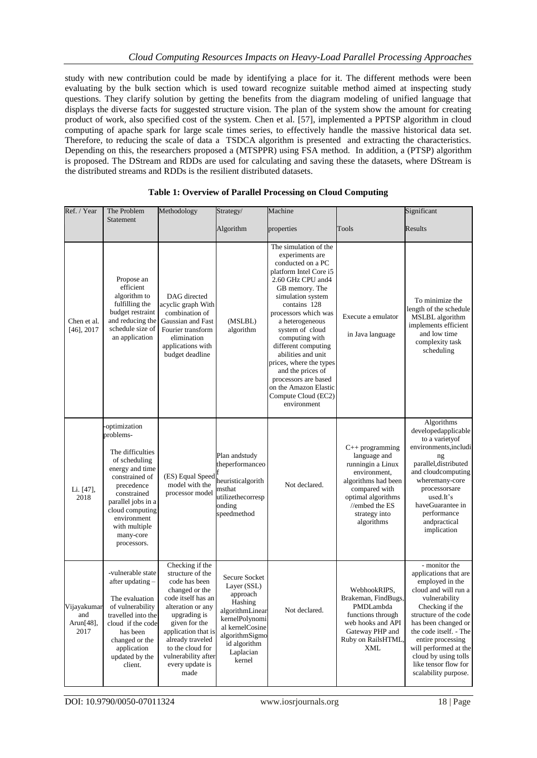study with new contribution could be made by identifying a place for it. The different methods were been evaluating by the bulk section which is used toward recognize suitable method aimed at inspecting study questions. They clarify solution by getting the benefits from the diagram modeling of unified language that displays the diverse facts for suggested structure vision. The plan of the system show the amount for creating product of work, also specified cost of the system. Chen et al. [57], implemented a PPTSP algorithm in cloud computing of apache spark for large scale times series, to effectively handle the massive historical data set. Therefore, to reducing the scale of data a TSDCA algorithm is presented and extracting the characteristics. Depending on this, the researchers proposed a (MTSPPR) using FSA method. In addition, a (PTSP) algorithm is proposed. The DStream and RDDs are used for calculating and saving these the datasets, where DStream is the distributed streams and RDDs is the resilient distributed datasets.

**Table 1: Overview of Parallel Processing on Cloud Computing**

| Ref. / Year | The Problem Statement | Methodology | Strategy/ Algorithm | Machine properties | Tools | Significant Results |
|---|---|---|---|---|---|---|
| Chen et al. [46], 2017 | Propose an efficient algorithm to fulfilling the budget restraint and reducing the schedule size of an application | DAG directed acyclic graph With combination of Gaussian and Fast Fourier transform elimination applications with budget deadline | (MSLBL) algorithm | The simulation of the experiments are conducted on a PC platform Intel Core i5 2.60 GHz CPU and4 GB memory. The simulation system contains 128 processors which was a heterogeneous system of cloud computing with different computing abilities and unit prices, where the types and the prices of processors are based on the Amazon Elastic Compute Cloud (EC2) environment | Execute a emulator in Java language | To minimize the length of the schedule MSLBL algorithm implements efficient and low time complexity task scheduling |
| Li. [47], 2018 | -optimization problems- The difficulties of scheduling energy and time constrained of precedence constrained parallel jobs in a cloud computing environment with multiple many-core processors. | (ES) Equal Speed model with the processor model | Plan andstudy theperformanceof heuristicalgorithmsthat utilizethecorresponding speedmethod | Not declared. | C++ programming language and runningin a Linux environment, algorithms had been compared with optimal algorithms //embed the ES strategy into algorithms | Algorithms developedapplicable to a varietyof environments,including parallel,distributed and cloudcomputing wheremany-core processorsare used.It's haveGuarantee in performance andpractical implication |
| Vijayakumar and Arun[48], 2017 | -vulnerable state after updating – The evaluation of vulnerability travelled into the cloud if the code has been changed or the application updated by the client. | Checking if the structure of the code has been changed or the code itself has an alteration or any upgrading is given for the application that is already traveled to the cloud for vulnerability after every update is made | Secure Socket Layer (SSL) approach Hashing algorithmLinear kernelPolynomial kernelCosine algorithmSigmoid algorithm Laplacian kernel | Not declared. | WebhookRIPS, Brakeman, FindBugs, PMDLambda functions through web hooks and API Gateway PHP and Ruby on RailsHTML, XML | - monitor the applications that are employed in the cloud and will run a vulnerability Checking if the structure of the code has been changed or the code itself. - The entire processing will performed at the cloud by using tolls like tensor flow for scalability purpose. |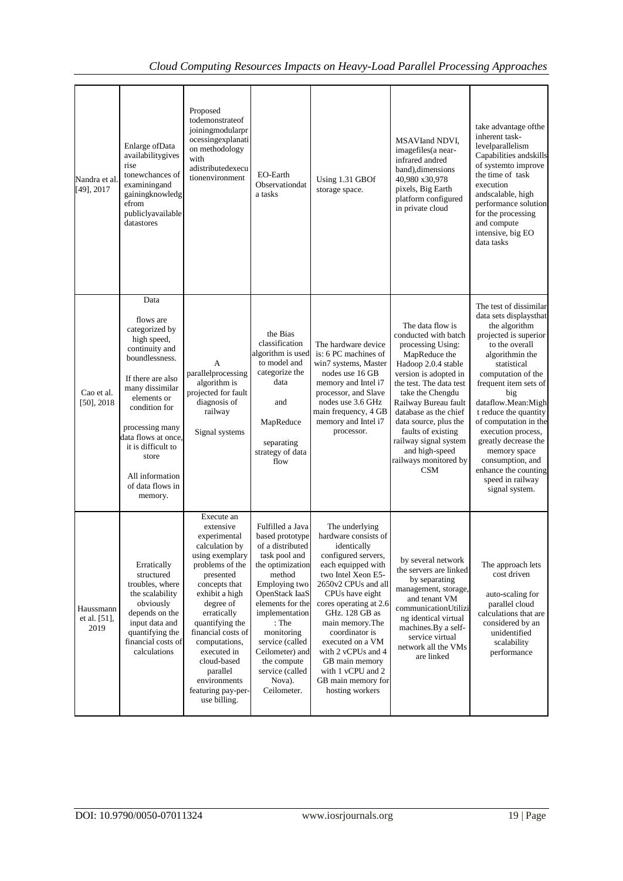| Nandra et al. [49], 2017 | Enlarge ofData availabilitygives rise tonewchances of examiningand gainingknowledg efrom publiclyavailable datastores | Proposed todemonstrateof joiningmodularpr ocessingexplanati on methodology with adistributedexecu tionenvironment | EO-Earth Observationdat a tasks | Using 1.31 GBOf storage space. | MSAVIand NDVI, imagefiles(a near-infrared andred band),dimensions 40,980 x30,978 pixels, Big Earth platform configured in private cloud | take advantage ofthe inherent task-levelparallelism Capabilities andskills of systemto improve the time of task execution andscalable, high performance solution for the processing and compute intensive, big EO data tasks |
|---|---|---|---|---|---|---|
| Cao et al. [50], 2018 | Data flows are categorized by high speed, continuity and boundlessness. If there are also many dissimilar elements or condition for processing many data flows at once, it is difficult to store All information of data flows in memory. | A parallelprocessing algorithm is projected for fault diagnosis of railway Signal systems | the Bias classification algorithm is used to model and categorize the data and MapReduce separating strategy of data flow | The hardware device is: 6 PC machines of win7 systems, Master nodes use 16 GB memory and Intel i7 processor, and Slave nodes use 3.6 GHz main frequency, 4 GB memory and Intel i7 processor. | The data flow is conducted with batch processing Using: MapReduce the Hadoop 2.0.4 stable version is adopted in the test. The data test take the Chengdu Railway Bureau fault database as the chief data source, plus the faults of existing railway signal system and high-speed railways monitored by CSM | The test of dissimilar data sets displaysthat the algorithm projected is superior to the overall algorithmin the statistical computation of the frequent item sets of big dataflow.Mean:Migh t reduce the quantity of computation in the execution process, greatly decrease the memory space consumption, and enhance the counting speed in railway signal system. |
| Haussmann et al. [51], 2019 | Erratically structured troubles, where the scalability obviously depends on the input data and quantifying the financial costs of calculations | Execute an extensive experimental calculation by using exemplary problems of the presented concepts that exhibit a high degree of erratically quantifying the financial costs of computations, executed in cloud-based parallel environments featuring pay-per-use billing. | Fulfilled a Java based prototype of a distributed task pool and the optimization method Employing two OpenStack IaaS elements for the implementation : The monitoring service (called Ceilometer) and the compute service (called Nova). Ceilometer. | The underlying hardware consists of identically configured servers, each equipped with two Intel Xeon E5-2650v2 CPUs and all CPUs have eight cores operating at 2.6 GHz. 128 GB as main memory.The coordinator is executed on a VM with 2 vCPUs and 4 GB main memory with 1 vCPU and 2 GB main memory for hosting workers | by several network the servers are linked by separating management, storage, and tenant VM communicationUtilizi ng identical virtual machines.By a self-service virtual network all the VMs are linked | The approach lets cost driven auto-scaling for parallel cloud calculations that are considered by an unidentified scalability performance |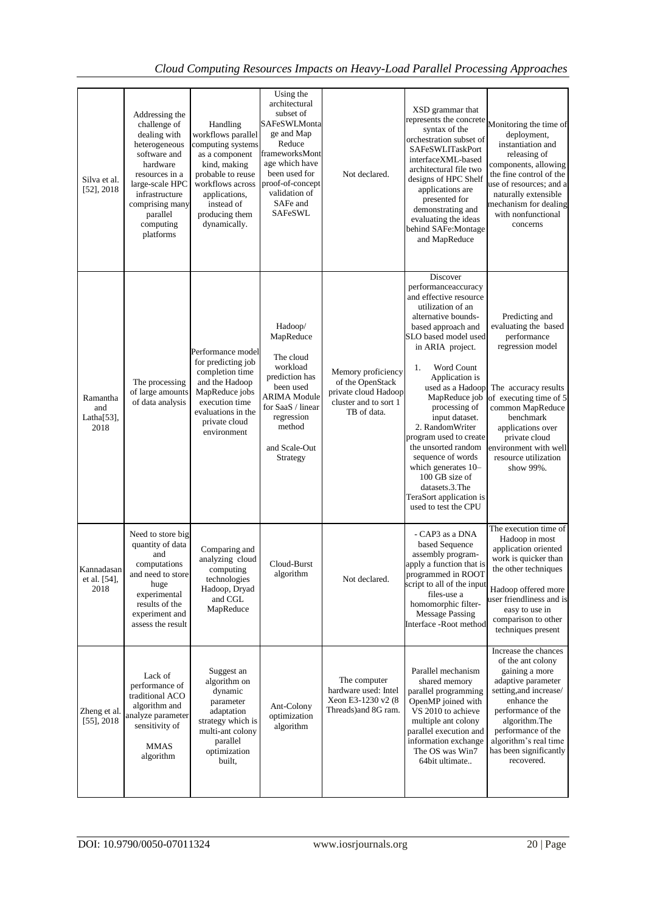| Silva et al. [52], 2018 | Addressing the challenge of dealing with heterogeneous software and hardware resources in a large-scale HPC infrastructure comprising many parallel computing platforms | Handling workflows parallel computing systems as a component kind, making probable to reuse workflows across applications, instead of producing them dynamically. | Using the architectural subset of SAFeSWLMontage and Map Reduce frameworksMontage which have been used for proof-of-concept validation of SAFe and SAFeSWL | Not declared. | XSD grammar that represents the concrete syntax of the orchestration subset of SAFeSWLITaskPort interfaceXML-based architectural file two designs of HPC Shelf applications are presented for demonstrating and evaluating the ideas behind SAFe:Montage and MapReduce | Monitoring the time of deployment, instantiation and releasing of components, allowing the fine control of the use of resources; and a naturally extensible mechanism for dealing with nonfunctional concerns |
|---|---|---|---|---|---|---|
| Ramantha and Latha[53], 2018 | The processing of large amounts of data analysis | Performance model for predicting job completion time and the Hadoop MapReduce jobs execution time evaluations in the private cloud environment | Hadoop/ MapReduce<br><br>The cloud workload prediction has been used ARIMA Module for SaaS / linear regression method<br><br>and Scale-Out Strategy | Memory proficiency of the OpenStack private cloud Hadoop cluster and to sort 1 TB of data. | Discover performanceaccuracy and effective resource utilization of an alternative bounds-based approach and SLO based model used in ARIA project.<br><br>1. Word Count Application is used as a Hadoop MapReduce job processing of input dataset. 2. RandomWriter program used to create the unsorted random sequence of words which generates 10–100 GB size of datasets.3.The TeraSort application is used to test the CPU | Predicting and evaluating the based performance regression model<br><br>The accuracy results of executing time of 5 common MapReduce benchmark applications over private cloud environment with well resource utilization show 99%. |
| Kannadasan et al. [54], 2018 | Need to store big quantity of data and computations and need to store huge experimental results of the experiment and assess the result | Comparing and analyzing cloud computing technologies Hadoop, Dryad and CGL MapReduce | Cloud-Burst algorithm | Not declared. | - CAP3 as a DNA based Sequence assembly program-apply a function that is programmed in ROOT script to all of the input files-use a homomorphic filter-Message Passing Interface -Root method | The execution time of Hadoop in most application oriented work is quicker than the other techniques<br><br>Hadoop offered more user friendliness and is easy to use in comparison to other techniques present |
| Zheng et al. [55], 2018 | Lack of performance of traditional ACO algorithm and analyze parameter sensitivity of<br><br>MMAS algorithm | Suggest an algorithm on dynamic parameter adaptation strategy which is multi-ant colony parallel optimization built, | Ant-Colony optimization algorithm | The computer hardware used: Intel Xeon E3-1230 v2 (8 Threads)and 8G ram. | Parallel mechanism shared memory parallel programming OpenMP joined with VS 2010 to achieve multiple ant colony parallel execution and information exchange The OS was Win7 64bit ultimate.. | Increase the chances of the ant colony gaining a more adaptive parameter setting,and increase/ enhance the performance of the algorithm.The performance of the algorithm's real time has been significantly recovered. |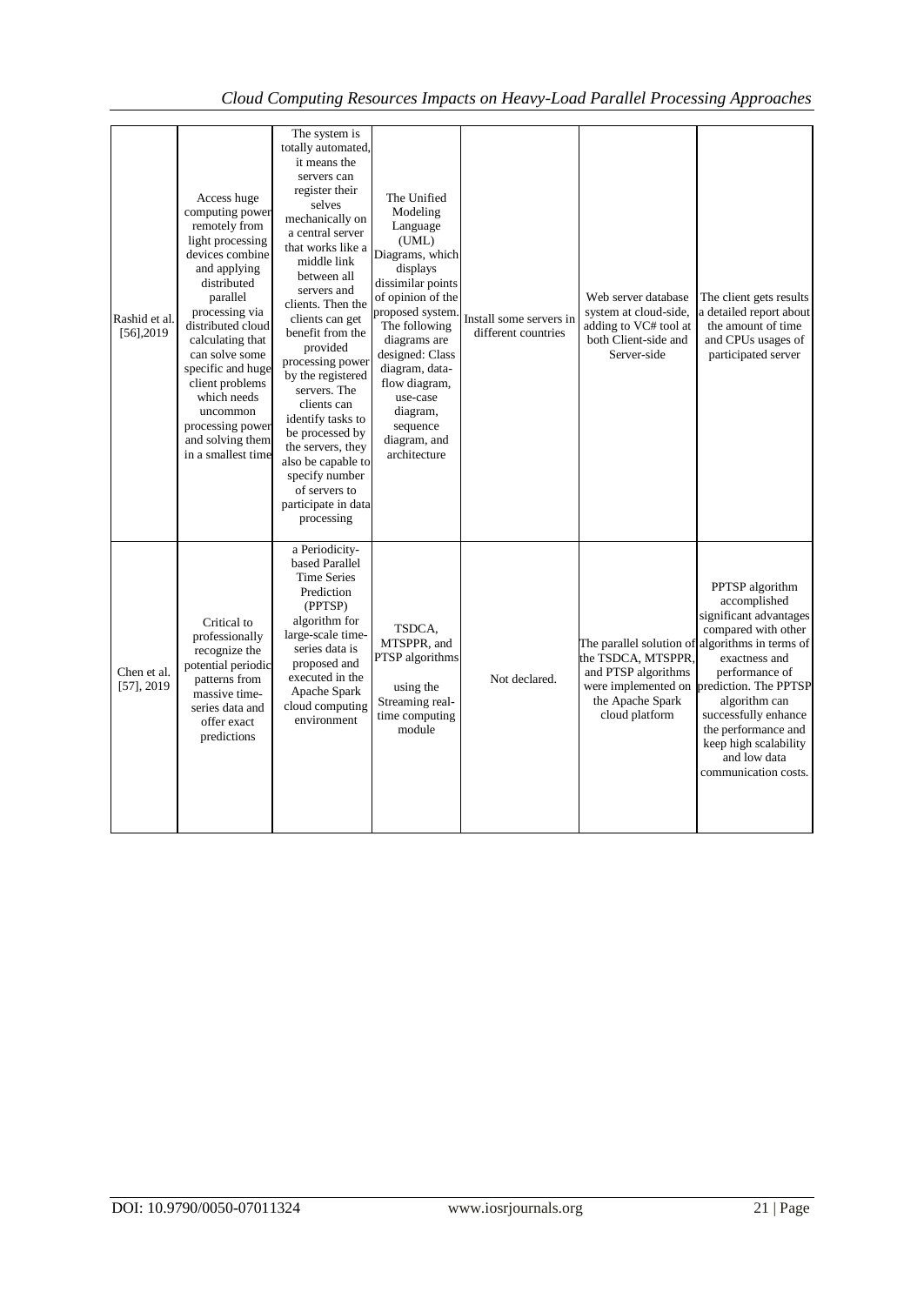| Rashid et al. [56],2019 | Access huge computing power remotely from light processing devices combine and applying distributed parallel processing via distributed cloud calculating that can solve some specific and huge client problems which needs uncommon processing power and solving them in a smallest time | The system is totally automated, it means the servers can register their selves mechanically on a central server that works like a middle link between all servers and clients. Then the clients can get benefit from the provided processing power by the registered servers. The clients can identify tasks to be processed by the servers, they also be capable to specify number of servers to participate in data processing | The Unified Modeling Language (UML) Diagrams, which displays dissimilar points of opinion of the proposed system. The following diagrams are designed: Class diagram, data-flow diagram, use-case diagram, sequence diagram, and architecture | Install some servers in different countries | Web server database system at cloud-side, adding to VC# tool at both Client-side and Server-side | The client gets results a detailed report about the amount of time and CPUs usages of participated server |
|---|---|---|---|---|---|---|
| Chen et al. [57], 2019 | Critical to professionally recognize the potential periodic patterns from massive time-series data and offer exact predictions | a Periodicity-based Parallel Time Series Prediction (PPTSP) algorithm for large-scale time-series data is proposed and executed in the Apache Spark cloud computing environment | TSDCA, MTSPPR, and PTSP algorithms using the Streaming real-time computing module | Not declared. | The parallel solution of the TSDCA, MTSPPR, and PTSP algorithms were implemented on the Apache Spark cloud platform | PPTSP algorithm accomplished significant advantages compared with other algorithms in terms of exactness and performance of prediction. The PPTSP algorithm can successfully enhance the performance and keep high scalability and low data communication costs. |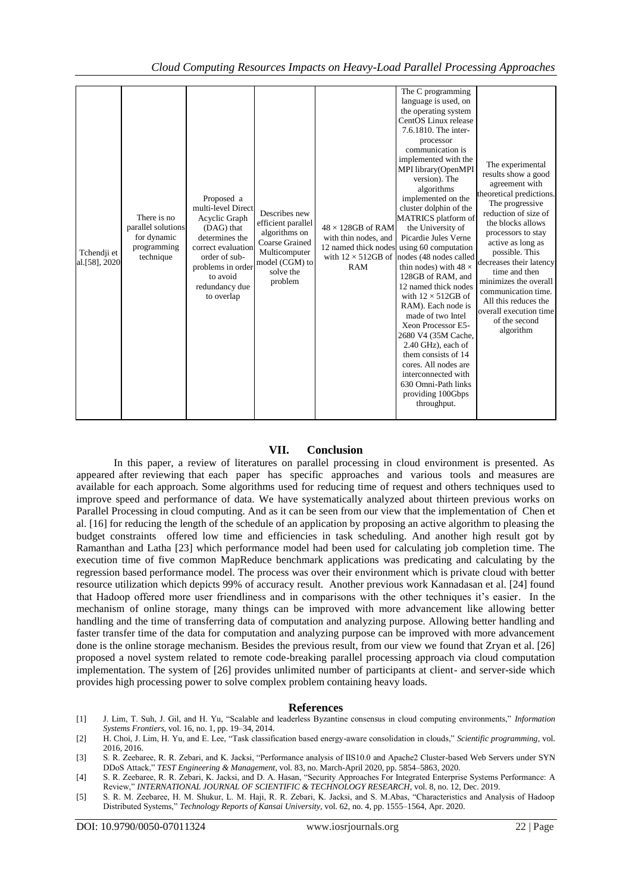| Tchendji et al.[58], 2020 | There is no parallel solutions for dynamic programming technique | Proposed a multi-level Direct Acyclic Graph (DAG) that determines the correct evaluation order of sub-problems in order to avoid redundancy due to overlap | Describes new efficient parallel algorithms on Coarse Grained Multicomputer model (CGM) to solve the problem | 48 × 128GB of RAM with thin nodes, and 12 named thick nodes with 12 × 512GB of RAM | The C programming language is used, on the operating system CentOS Linux release 7.6.1810. The inter-processor communication is implemented with the MPI library(OpenMPI version). The algorithms implemented on the cluster dolphin of the MATRICS platform of the University of Picardie Jules Verne using 60 computation nodes (48 nodes called thin nodes) with 48 × 128GB of RAM, and 12 named thick nodes with 12 × 512GB of RAM). Each node is made of two Intel Xeon Processor E5-2680 V4 (35M Cache, 2.40 GHz), each of them consists of 14 cores. All nodes are interconnected with 630 Omni-Path links providing 100Gbps throughput. | The experimental results show a good agreement with theoretical predictions. The progressive reduction of size of the blocks allows processors to stay active as long as possible. This decreases their latency time and then minimizes the overall communication time. All this reduces the overall execution time of the second algorithm |
|---|---|---|---|---|---|---|

## VII. Conclusion

In this paper, a review of literatures on parallel processing in cloud environment is presented. As appeared after reviewing that each paper has specific approaches and various tools and measures are available for each approach. Some algorithms used for reducing time of request and others techniques used to improve speed and performance of data. We have systematically analyzed about thirteen previous works on Parallel Processing in cloud computing. And as it can be seen from our view that the implementation of Chen et al. [16] for reducing the length of the schedule of an application by proposing an active algorithm to pleasing the budget constraints offered low time and efficiencies in task scheduling. And another high result got by Ramanthan and Latha [23] which performance model had been used for calculating job completion time. The execution time of five common MapReduce benchmark applications was predicating and calculating by the regression based performance model. The process was over their environment which is private cloud with better resource utilization which depicts 99% of accuracy result. Another previous work Kannadasan et al. [24] found that Hadoop offered more user friendliness and in comparisons with the other techniques it's easier. In the mechanism of online storage, many things can be improved with more advancement like allowing better handling and the time of transferring data of computation and analyzing purpose. Allowing better handling and faster transfer time of the data for computation and analyzing purpose can be improved with more advancement done is the online storage mechanism. Besides the previous result, from our view we found that Zryan et al. [26] proposed a novel system related to remote code-breaking parallel processing approach via cloud computation implementation. The system of [26] provides unlimited number of participants at client- and server-side which provides high processing power to solve complex problem containing heavy loads.

## References

[1] J. Lim, T. Suh, J. Gil, and H. Yu, "Scalable and leaderless Byzantine consensus in cloud computing environments," *Information Systems Frontiers*, vol. 16, no. 1, pp. 19–34, 2014.

[2] H. Choi, J. Lim, H. Yu, and E. Lee, "Task classification based energy-aware consolidation in clouds," *Scientific programming*, vol. 2016, 2016.

[3] S. R. Zeebaree, R. R. Zebari, and K. Jacksi, "Performance analysis of IIS10.0 and Apache2 Cluster-based Web Servers under SYN DDoS Attack," *TEST Engineering & Management*, vol. 83, no. March-April 2020, pp. 5854–5863, 2020.

[4] S. R. Zeebaree, R. R. Zebari, K. Jacksi, and D. A. Hasan, "Security Approaches For Integrated Enterprise Systems Performance: A Review," *INTERNATIONAL JOURNAL OF SCIENTIFIC & TECHNOLOGY RESEARCH*, vol. 8, no. 12, Dec. 2019.

[5] S. R. M. Zeebaree, H. M. Shukur, L. M. Haji, R. R. Zebari, K. Jacksi, and S. M.Abas, "Characteristics and Analysis of Hadoop Distributed Systems," *Technology Reports of Kansai University*, vol. 62, no. 4, pp. 1555–1564, Apr. 2020.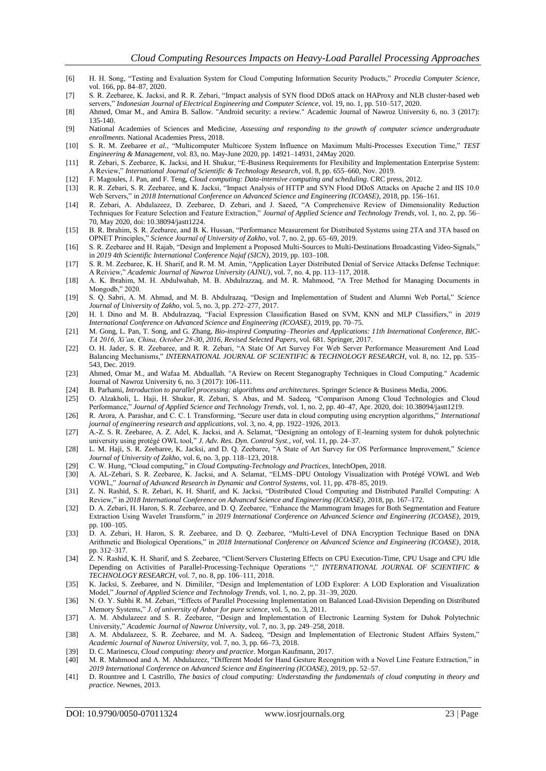[6] H. H. Song, "Testing and Evaluation System for Cloud Computing Information Security Products," *Procedia Computer Science*, vol. 166, pp. 84–87, 2020.

[7] S. R. Zeebaree, K. Jacksi, and R. R. Zebari, "Impact analysis of SYN flood DDoS attack on HAProxy and NLB cluster-based web servers," *Indonesian Journal of Electrical Engineering and Computer Science*, vol. 19, no. 1, pp. 510–517, 2020.

[8] Ahmed, Omar M., and Amira B. Sallow. "Android security: a review." Academic Journal of Nawroz University 6, no. 3 (2017): 135-140.

[9] National Academies of Sciences and Medicine, *Assessing and responding to the growth of computer science undergraduate enrollments*. National Academies Press, 2018.

[10] S. R. M. Zeebaree *et al.*, "Multicomputer Multicore System Influence on Maximum Multi-Processes Execution Time," *TEST Engineering & Management*, vol. 83, no. May-June 2020, pp. 14921–14931, 24May 2020.

[11] R. Zebari, S. Zeebaree, K. Jacksi, and H. Shukur, "E-Business Requirements for Flexibility and Implementation Enterprise System: A Review," *International Journal of Scientific & Technology Research*, vol. 8, pp. 655–660, Nov. 2019.

[12] F. Magoules, J. Pan, and F. Teng, *Cloud computing: Data-intensive computing and scheduling*. CRC press, 2012.

[13] R. R. Zebari, S. R. Zeebaree, and K. Jacksi, "Impact Analysis of HTTP and SYN Flood DDoS Attacks on Apache 2 and IIS 10.0 Web Servers," in *2018 International Conference on Advanced Science and Engineering (ICOASE)*, 2018, pp. 156–161.

[14] R. Zebari, A. Abdulazeez, D. Zeebaree, D. Zebari, and J. Saeed, "A Comprehensive Review of Dimensionality Reduction Techniques for Feature Selection and Feature Extraction," *Journal of Applied Science and Technology Trends*, vol. 1, no. 2, pp. 56–70, May 2020, doi: 10.38094/jastt1224.

[15] B. R. Ibrahim, S. R. Zeebaree, and B. K. Hussan, "Performance Measurement for Distributed Systems using 2TA and 3TA based on OPNET Principles," *Science Journal of University of Zakho*, vol. 7, no. 2, pp. 65–69, 2019.

[16] S. R. Zeebaree and H. Rajab, "Design and Implement a Proposed Multi-Sources to Multi-Destinations Broadcasting Video-Signals," in *2019 4th Scientific International Conference Najaf (SICN)*, 2019, pp. 103–108.

[17] S. R. M. Zeebaree, K. H. Sharif, and R. M. M. Amin, "Application Layer Distributed Denial of Service Attacks Defense Technique: A Reiview," *Academic Journal of Nawroz University (AJNU)*, vol. 7, no. 4, pp. 113–117, 2018.

[18] A. K. Ibrahim, M. H. Abdulwahab, M. B. Abdulrazzaq, and M. R. Mahmood, "A Tree Method for Managing Documents in Mongodb," 2020.

[19] S. Q. Sabri, A. M. Ahmad, and M. B. Abdulrazaq, "Design and Implementation of Student and Alumni Web Portal," *Science Journal of University of Zakho*, vol. 5, no. 3, pp. 272–277, 2017.

[20] H. I. Dino and M. B. Abdulrazzaq, "Facial Expression Classification Based on SVM, KNN and MLP Classifiers," in *2019 International Conference on Advanced Science and Engineering (ICOASE)*, 2019, pp. 70–75.

[21] M. Gong, L. Pan, T. Song, and G. Zhang, *Bio-inspired Computing–Theories and Applications: 11th International Conference, BIC-TA 2016, Xi'an, China, October 28-30, 2016, Revised Selected Papers*, vol. 681. Springer, 2017.

[22] O. H. Jader, S. R. Zeebaree, and R. R. Zebari, "A State Of Art Survey For Web Server Performance Measurement And Load Balancing Mechanisms," *INTERNATIONAL JOURNAL OF SCIENTIFIC & TECHNOLOGY RESEARCH*, vol. 8, no. 12, pp. 535–543, Dec. 2019.

[23] Ahmed, Omar M., and Wafaa M. Abduallah. "A Review on Recent Steganography Techniques in Cloud Computing." Academic Journal of Nawroz University 6, no. 3 (2017): 106-111.

[24] B. Parhami, *Introduction to parallel processing: algorithms and architectures*. Springer Science & Business Media, 2006.

[25] O. Alzakholi, L. Haji, H. Shukur, R. Zebari, S. Abas, and M. Sadeeq, "Comparison Among Cloud Technologies and Cloud Performance," *Journal of Applied Science and Technology Trends*, vol. 1, no. 2, pp. 40–47, Apr. 2020, doi: 10.38094/jastt1219.

[26] R. Arora, A. Parashar, and C. C. I. Transforming, "Secure user data in cloud computing using encryption algorithms," *International journal of engineering research and applications*, vol. 3, no. 4, pp. 1922–1926, 2013.

[27] A.-Z. S. R. Zeebaree, A. Z. Adel, K. Jacksi, and A. Selamat, "Designing an ontology of E-learning system for duhok polytechnic university using protégé OWL tool," *J. Adv. Res. Dyn. Control Syst., vol*, vol. 11, pp. 24–37.

[28] L. M. Haji, S. R. Zeebaree, K. Jacksi, and D. Q. Zeebaree, "A State of Art Survey for OS Performance Improvement," *Science Journal of University of Zakho*, vol. 6, no. 3, pp. 118–123, 2018.

[29] C. W. Hung, "Cloud computing," in *Cloud Computing-Technology and Practices*, IntechOpen, 2018.

[30] A. AL-Zebari, S. R. Zeebaree, K. Jacksi, and A. Selamat, "ELMS–DPU Ontology Visualization with Protégé VOWL and Web VOWL," *Journal of Advanced Research in Dynamic and Control Systems*, vol. 11, pp. 478–85, 2019.

[31] Z. N. Rashid, S. R. Zebari, K. H. Sharif, and K. Jacksi, "Distributed Cloud Computing and Distributed Parallel Computing: A Review," in *2018 International Conference on Advanced Science and Engineering (ICOASE)*, 2018, pp. 167–172.

[32] D. A. Zebari, H. Haron, S. R. Zeebaree, and D. Q. Zeebaree, "Enhance the Mammogram Images for Both Segmentation and Feature Extraction Using Wavelet Transform," in *2019 International Conference on Advanced Science and Engineering (ICOASE)*, 2019, pp. 100–105.

[33] D. A. Zebari, H. Haron, S. R. Zeebaree, and D. Q. Zeebaree, "Multi-Level of DNA Encryption Technique Based on DNA Arithmetic and Biological Operations," in *2018 International Conference on Advanced Science and Engineering (ICOASE)*, 2018, pp. 312–317.

[34] Z. N. Rashid, K. H. Sharif, and S. Zeebaree, "Client/Servers Clustering Effects on CPU Execution-Time, CPU Usage and CPU Idle Depending on Activities of Parallel-Processing-Technique Operations "," *INTERNATIONAL JOURNAL OF SCIENTIFIC & TECHNOLOGY RESEARCH*, vol. 7, no. 8, pp. 106–111, 2018.

[35] K. Jacksi, S. Zeebaree, and N. Dimililer, "Design and Implementation of LOD Explorer: A LOD Exploration and Visualization Model," *Journal of Applied Science and Technology Trends*, vol. 1, no. 2, pp. 31–39, 2020.

[36] N. O. Y. Subhi R. M. Zebari, "Effects of Parallel Processing Implementation on Balanced Load-Division Depending on Distributed Memory Systems," *J. of university of Anbar for pure science*, vol. 5, no. 3, 2011.

[37] A. M. Abdulazeez and S. R. Zeebaree, "Design and Implementation of Electronic Learning System for Duhok Polytechnic University," *Academic Journal of Nawroz University*, vol. 7, no. 3, pp. 249–258, 2018.

[38] A. M. Abdulazeez, S. R. Zeebaree, and M. A. Sadeeq, "Design and Implementation of Electronic Student Affairs System," *Academic Journal of Nawroz University*, vol. 7, no. 3, pp. 66–73, 2018.

[39] D. C. Marinescu, *Cloud computing: theory and practice*. Morgan Kaufmann, 2017.

[40] M. R. Mahmood and A. M. Abdulazeez, "Different Model for Hand Gesture Recognition with a Novel Line Feature Extraction," in *2019 International Conference on Advanced Science and Engineering (ICOASE)*, 2019, pp. 52–57.

[41] D. Rountree and I. Castrillo, *The basics of cloud computing: Understanding the fundamentals of cloud computing in theory and practice*. Newnes, 2013.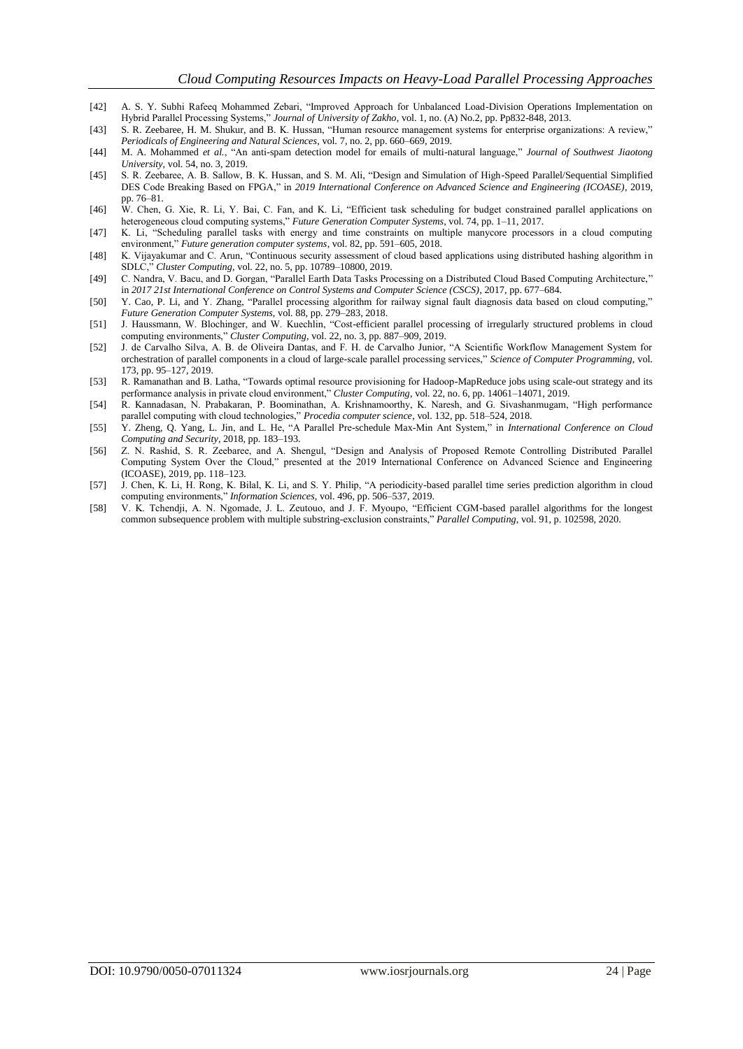[42] A. S. Y. Subhi Rafeeq Mohammed Zebari, "Improved Approach for Unbalanced Load-Division Operations Implementation on Hybrid Parallel Processing Systems," *Journal of University of Zakho*, vol. 1, no. (A) No.2, pp. Pp832-848, 2013.

[43] S. R. Zeebaree, H. M. Shukur, and B. K. Hussan, "Human resource management systems for enterprise organizations: A review," *Periodicals of Engineering and Natural Sciences*, vol. 7, no. 2, pp. 660–669, 2019.

[44] M. A. Mohammed *et al.*, "An anti-spam detection model for emails of multi-natural language," *Journal of Southwest Jiaotong University*, vol. 54, no. 3, 2019.

[45] S. R. Zeebaree, A. B. Sallow, B. K. Hussan, and S. M. Ali, "Design and Simulation of High-Speed Parallel/Sequential Simplified DES Code Breaking Based on FPGA," in *2019 International Conference on Advanced Science and Engineering (ICOASE)*, 2019, pp. 76–81.

[46] W. Chen, G. Xie, R. Li, Y. Bai, C. Fan, and K. Li, "Efficient task scheduling for budget constrained parallel applications on heterogeneous cloud computing systems," *Future Generation Computer Systems*, vol. 74, pp. 1–11, 2017.

[47] K. Li, "Scheduling parallel tasks with energy and time constraints on multiple manycore processors in a cloud computing environment," *Future generation computer systems*, vol. 82, pp. 591–605, 2018.

[48] K. Vijayakumar and C. Arun, "Continuous security assessment of cloud based applications using distributed hashing algorithm in SDLC," *Cluster Computing*, vol. 22, no. 5, pp. 10789–10800, 2019.

[49] C. Nandra, V. Bacu, and D. Gorgan, "Parallel Earth Data Tasks Processing on a Distributed Cloud Based Computing Architecture," in *2017 21st International Conference on Control Systems and Computer Science (CSCS)*, 2017, pp. 677–684.

[50] Y. Cao, P. Li, and Y. Zhang, "Parallel processing algorithm for railway signal fault diagnosis data based on cloud computing," *Future Generation Computer Systems*, vol. 88, pp. 279–283, 2018.

[51] J. Haussmann, W. Blochinger, and W. Kuechlin, "Cost-efficient parallel processing of irregularly structured problems in cloud computing environments," *Cluster Computing*, vol. 22, no. 3, pp. 887–909, 2019.

[52] J. de Carvalho Silva, A. B. de Oliveira Dantas, and F. H. de Carvalho Junior, "A Scientific Workflow Management System for orchestration of parallel components in a cloud of large-scale parallel processing services," *Science of Computer Programming*, vol. 173, pp. 95–127, 2019.

[53] R. Ramanathan and B. Latha, "Towards optimal resource provisioning for Hadoop-MapReduce jobs using scale-out strategy and its performance analysis in private cloud environment," *Cluster Computing*, vol. 22, no. 6, pp. 14061–14071, 2019.

[54] R. Kannadasan, N. Prabakaran, P. Boominathan, A. Krishnamoorthy, K. Naresh, and G. Sivashanmugam, "High performance parallel computing with cloud technologies," *Procedia computer science*, vol. 132, pp. 518–524, 2018.

[55] Y. Zheng, Q. Yang, L. Jin, and L. He, "A Parallel Pre-schedule Max-Min Ant System," in *International Conference on Cloud Computing and Security*, 2018, pp. 183–193.

[56] Z. N. Rashid, S. R. Zeebaree, and A. Shengul, "Design and Analysis of Proposed Remote Controlling Distributed Parallel Computing System Over the Cloud," presented at the 2019 International Conference on Advanced Science and Engineering (ICOASE), 2019, pp. 118–123.

[57] J. Chen, K. Li, H. Rong, K. Bilal, K. Li, and S. Y. Philip, "A periodicity-based parallel time series prediction algorithm in cloud computing environments," *Information Sciences*, vol. 496, pp. 506–537, 2019.

[58] V. K. Tchendji, A. N. Ngomade, J. L. Zeutouo, and J. F. Myoupo, "Efficient CGM-based parallel algorithms for the longest common subsequence problem with multiple substring-exclusion constraints," *Parallel Computing*, vol. 91, p. 102598, 2020.